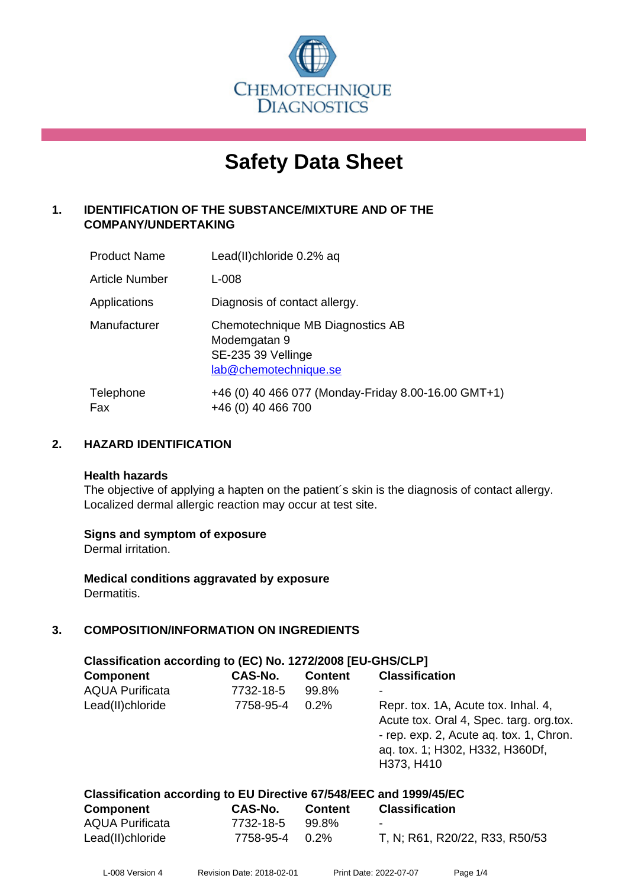CHEMOTECHNIQUE DIAGNOSTICS

# Safety Data Sheet

## 1. IDENTIFICATION OF THE SUBSTANCE/MIXTURE AND OF THE COMPANY/UNDERTAKING

| | |
|---|---|
| Product Name | Lead(II)chloride 0.2% aq |
| Article Number | L-008 |
| Applications | Diagnosis of contact allergy. |
| Manufacturer | Chemotechnique MB Diagnostics AB<br>Modemgatan 9<br>SE-235 39 Vellinge<br>lab@chemotechnique.se |
| Telephone<br>Fax | +46 (0) 40 466 077 (Monday-Friday 8.00-16.00 GMT+1)<br>+46 (0) 40 466 700 |

## 2. HAZARD IDENTIFICATION

**Health hazards**
The objective of applying a hapten on the patient´s skin is the diagnosis of contact allergy. Localized dermal allergic reaction may occur at test site.

**Signs and symptom of exposure**
Dermal irritation.

**Medical conditions aggravated by exposure**
Dermatitis.

## 3. COMPOSITION/INFORMATION ON INGREDIENTS

**Classification according to (EC) No. 1272/2008 [EU-GHS/CLP]**

| Component | CAS-No. | Content | Classification |
|---|---|---|---|
| AQUA Purificata | 7732-18-5 | 99.8% | - |
| Lead(II)chloride | 7758-95-4 | 0.2% | Repr. tox. 1A, Acute tox. Inhal. 4, Acute tox. Oral 4, Spec. targ. org.tox. - rep. exp. 2, Acute aq. tox. 1, Chron. aq. tox. 1; H302, H332, H360Df, H373, H410 |

**Classification according to EU Directive 67/548/EEC and 1999/45/EC**

| Component | CAS-No. | Content | Classification |
|---|---|---|---|
| AQUA Purificata | 7732-18-5 | 99.8% | - |
| Lead(II)chloride | 7758-95-4 | 0.2% | T, N; R61, R20/22, R33, R50/53 |

L-008 Version 4 Revision Date: 2018-02-01 Print Date: 2022-07-07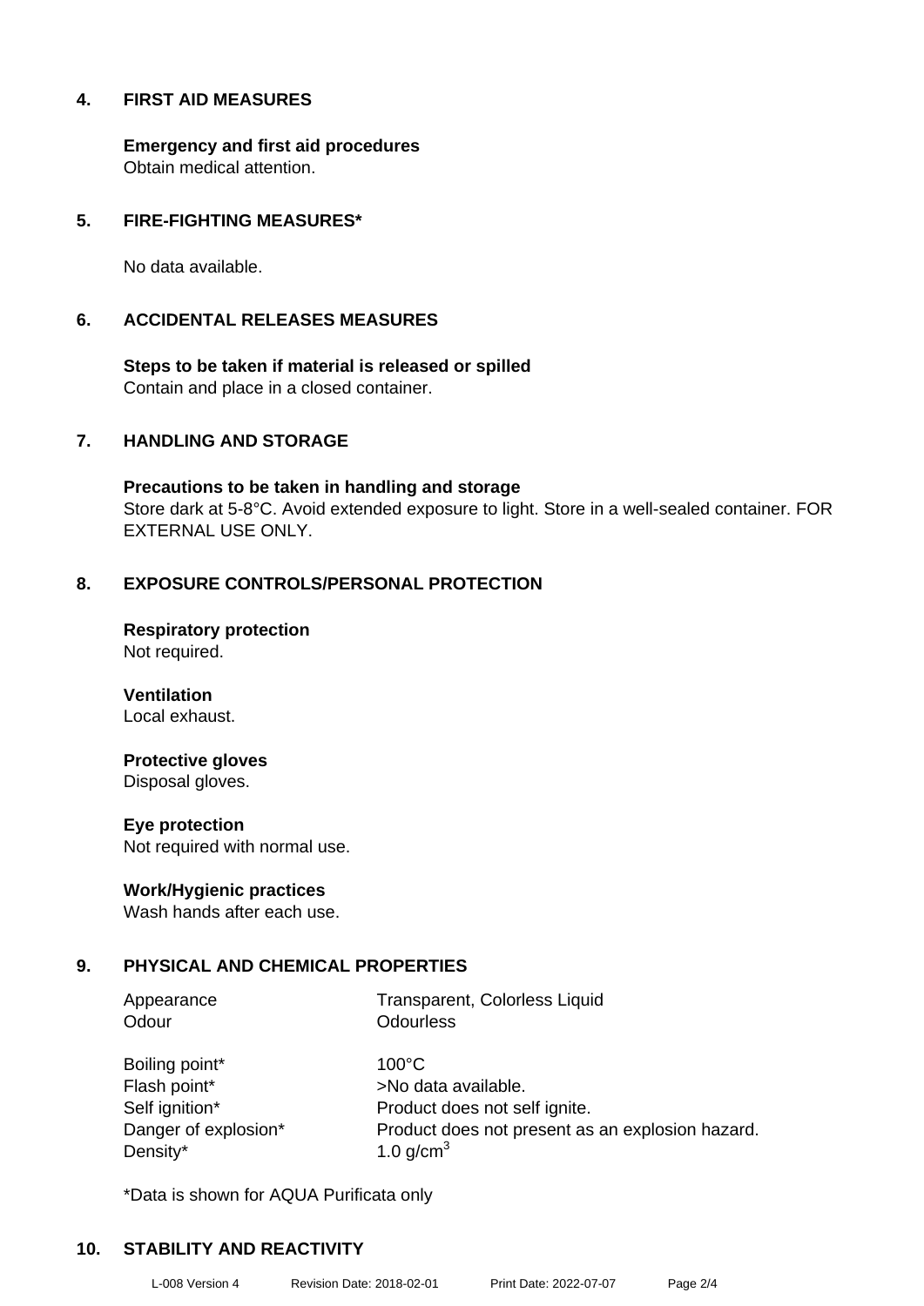## 4. FIRST AID MEASURES

**Emergency and first aid procedures**
Obtain medical attention.

## 5. FIRE-FIGHTING MEASURES*

No data available.

## 6. ACCIDENTAL RELEASES MEASURES

**Steps to be taken if material is released or spilled**
Contain and place in a closed container.

## 7. HANDLING AND STORAGE

**Precautions to be taken in handling and storage**
Store dark at 5-8°C. Avoid extended exposure to light. Store in a well-sealed container. FOR EXTERNAL USE ONLY.

## 8. EXPOSURE CONTROLS/PERSONAL PROTECTION

**Respiratory protection**
Not required.

**Ventilation**
Local exhaust.

**Protective gloves**
Disposal gloves.

**Eye protection**
Not required with normal use.

**Work/Hygienic practices**
Wash hands after each use.

## 9. PHYSICAL AND CHEMICAL PROPERTIES

| | |
|---|---|
| Appearance | Transparent, Colorless Liquid |
| Odour | Odourless |
| Boiling point* | 100°C |
| Flash point* | >No data available. |
| Self ignition* | Product does not self ignite. |
| Danger of explosion* | Product does not present as an explosion hazard. |
| Density* | 1.0 g/cm$^3$ |

*Data is shown for AQUA Purificata only

## 10. STABILITY AND REACTIVITY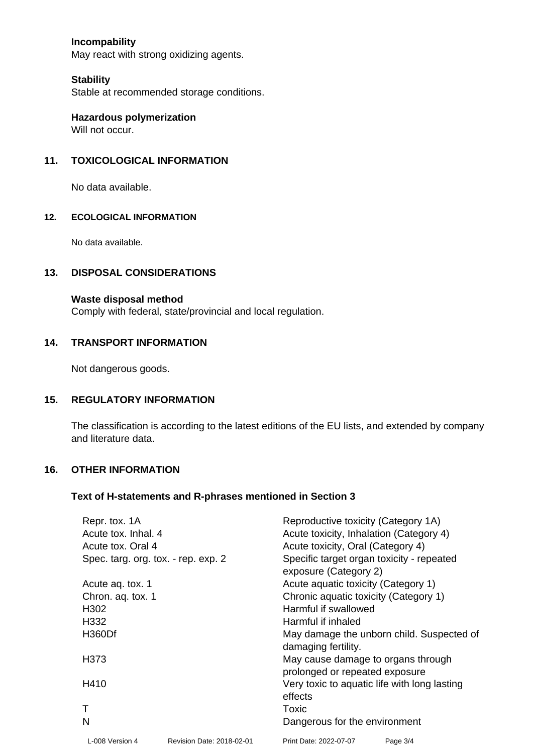**Incompatibility**
May react with strong oxidizing agents.

**Stability**
Stable at recommended storage conditions.

**Hazardous polymerization**
Will not occur.

## 11. TOXICOLOGICAL INFORMATION

No data available.

## 12. ECOLOGICAL INFORMATION

No data available.

## 13. DISPOSAL CONSIDERATIONS

**Waste disposal method**
Comply with federal, state/provincial and local regulation.

## 14. TRANSPORT INFORMATION

Not dangerous goods.

## 15. REGULATORY INFORMATION

The classification is according to the latest editions of the EU lists, and extended by company and literature data.

## 16. OTHER INFORMATION

### Text of H-statements and R-phrases mentioned in Section 3

| | |
|---|---|
| Repr. tox. 1A | Reproductive toxicity (Category 1A) |
| Acute tox. Inhal. 4 | Acute toxicity, Inhalation (Category 4) |
| Acute tox. Oral 4 | Acute toxicity, Oral (Category 4) |
| Spec. targ. org. tox. - rep. exp. 2 | Specific target organ toxicity - repeated exposure (Category 2) |
| Acute aq. tox. 1 | Acute aquatic toxicity (Category 1) |
| Chron. aq. tox. 1 | Chronic aquatic toxicity (Category 1) |
| H302 | Harmful if swallowed |
| H332 | Harmful if inhaled |
| H360Df | May damage the unborn child. Suspected of damaging fertility. |
| H373 | May cause damage to organs through prolonged or repeated exposure |
| H410 | Very toxic to aquatic life with long lasting effects |
| T | Toxic |
| N | Dangerous for the environment |

L-008 Version 4 Revision Date: 2018-02-01 Print Date: 2022-07-07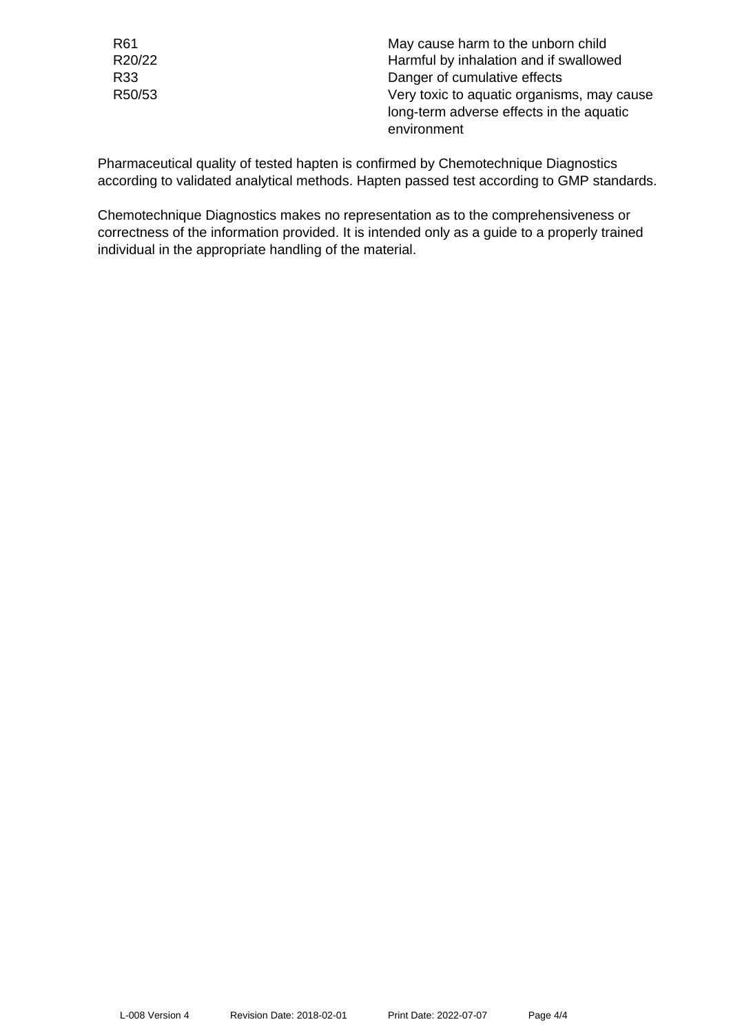| | |
|---|---|
| R61 | May cause harm to the unborn child |
| R20/22 | Harmful by inhalation and if swallowed |
| R33 | Danger of cumulative effects |
| R50/53 | Very toxic to aquatic organisms, may cause long-term adverse effects in the aquatic environment |

Pharmaceutical quality of tested hapten is confirmed by Chemotechnique Diagnostics according to validated analytical methods. Hapten passed test according to GMP standards.

Chemotechnique Diagnostics makes no representation as to the comprehensiveness or correctness of the information provided. It is intended only as a guide to a properly trained individual in the appropriate handling of the material.